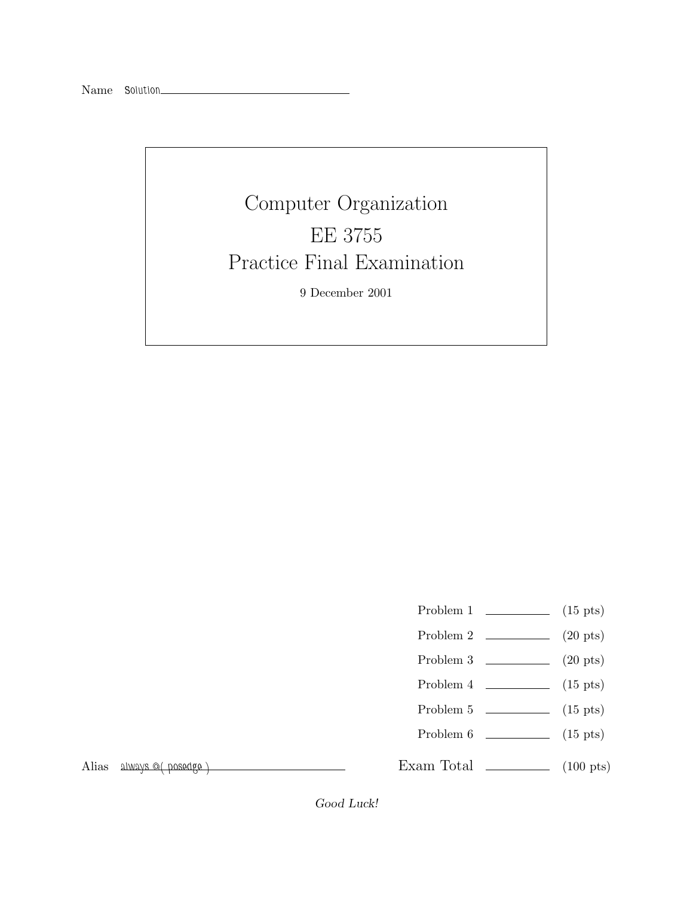Name Solution

# Computer Organization

# EE 3755

# Practice Final Examination

9 December 2001

| | | |
|---|---|---|
| Problem 1 | | (15 pts) |
| Problem 2 | | (20 pts) |
| Problem 3 | | (20 pts) |
| Problem 4 | | (15 pts) |
| Problem 5 | | (15 pts) |
| Problem 6 | | (15 pts) |
| Exam Total | | (100 pts) |

Alias always @( posedge )

*Good Luck!*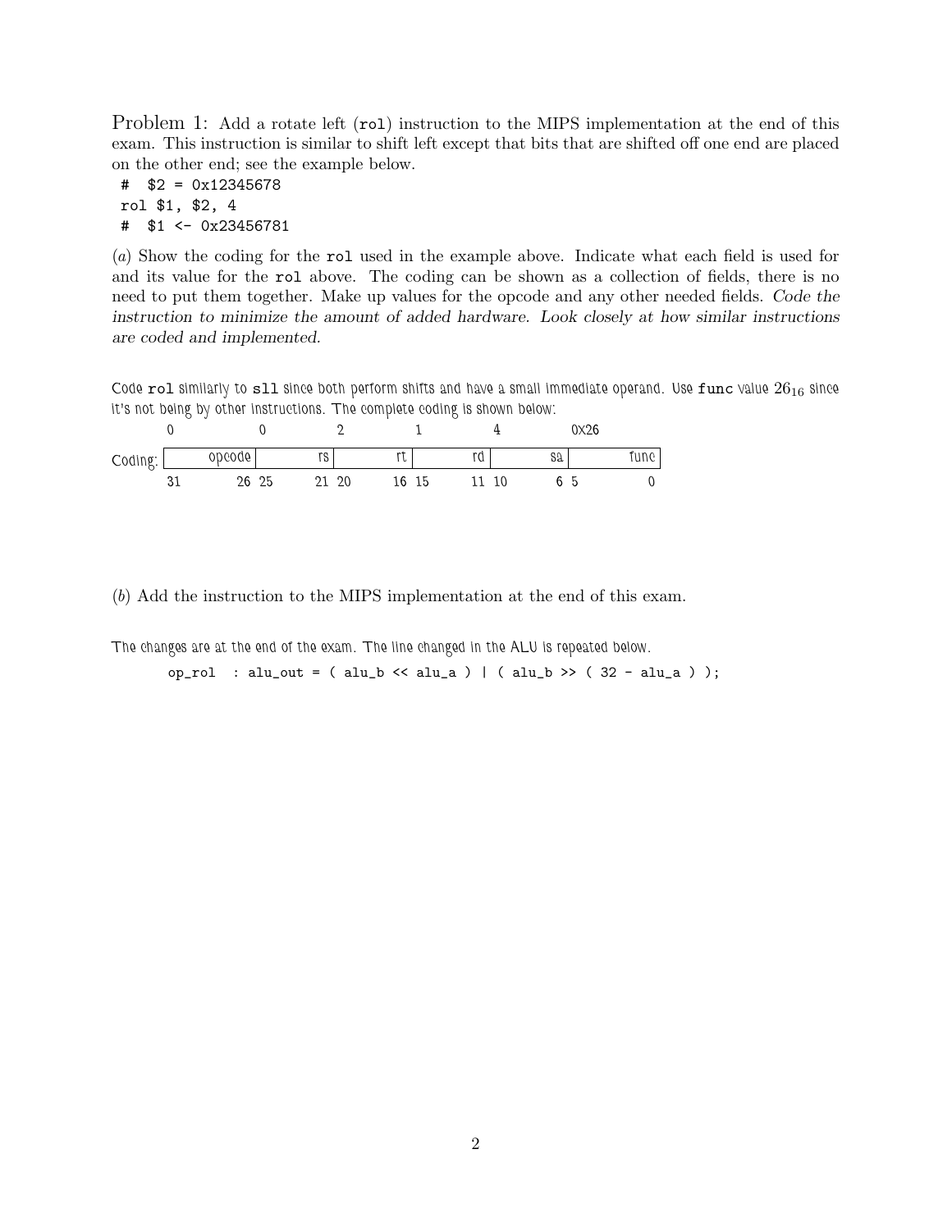Problem 1: Add a rotate left (`rol`) instruction to the MIPS implementation at the end of this exam. This instruction is similar to shift left except that bits that are shifted off one end are placed on the other end; see the example below.

```
# $2 = 0x12345678
rol $1, $2, 4
# $1 <- 0x23456781
```

(*a*) Show the coding for the `rol` used in the example above. Indicate what each field is used for and its value for the `rol` above. The coding can be shown as a collection of fields, there is no need to put them together. Make up values for the opcode and any other needed fields. *Code the instruction to minimize the amount of added hardware. Look closely at how similar instructions are coded and implemented.*

Code `rol` similarly to `sll` since both perform shifts and have a small immediate operand. Use `func` value $26_{16}$ since it's not being by other instructions. The complete coding is shown below:

| | opcode | rs | rt | rd | sa | func |
|---|---|---|---|---|---|---|
| Value | 0 | 0 | 2 | 1 | 4 | 0x26 |
| Bits | 31–26 | 25–21 | 20–16 | 15–11 | 10–6 | 5–0 |

(*b*) Add the instruction to the MIPS implementation at the end of this exam.

The changes are at the end of the exam. The line changed in the ALU is repeated below.

```
op_rol  : alu_out = ( alu_b << alu_a ) | ( alu_b >> ( 32 - alu_a ) );
```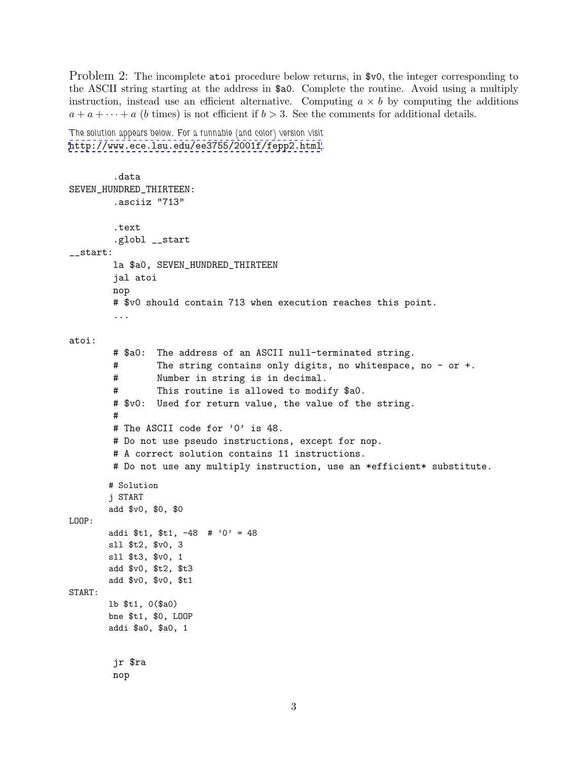Problem 2: The incomplete `atoi` procedure below returns, in `$v0`, the integer corresponding to the ASCII string starting at the address in `$a0`. Complete the routine. Avoid using a multiply instruction, instead use an efficient alternative. Computing $a \times b$ by computing the additions $a + a + \cdots + a$ ($b$ times) is not efficient if $b > 3$. See the comments for additional details.

The solution appears below. For a runnable (and color) version visit http://www.ece.lsu.edu/ee3755/2001f/fepp2.html.

```
        .data
SEVEN_HUNDRED_THIRTEEN:
        .asciiz "713"

        .text
        .globl __start
__start:
        la $a0, SEVEN_HUNDRED_THIRTEEN
        jal atoi
        nop
        # $v0 should contain 713 when execution reaches this point.
        ...

atoi:
        # $a0:  The address of an ASCII null-terminated string.
        #       The string contains only digits, no whitespace, no - or +.
        #       Number in string is in decimal.
        #       This routine is allowed to modify $a0.
        # $v0:  Used for return value, the value of the string.
        #
        # The ASCII code for '0' is 48.
        # Do not use pseudo instructions, except for nop.
        # A correct solution contains 11 instructions.
        # Do not use any multiply instruction, use an *efficient* substitute.

        # Solution
        j START
        add $v0, $0, $0
LOOP:
        addi $t1, $t1, -48  # '0' = 48
        sll $t2, $v0, 3
        sll $t3, $v0, 1
        add $v0, $t2, $t3
        add $v0, $v0, $t1
START:
        lb $t1, 0($a0)
        bne $t1, $0, LOOP
        addi $a0, $a0, 1


        jr $ra
        nop
```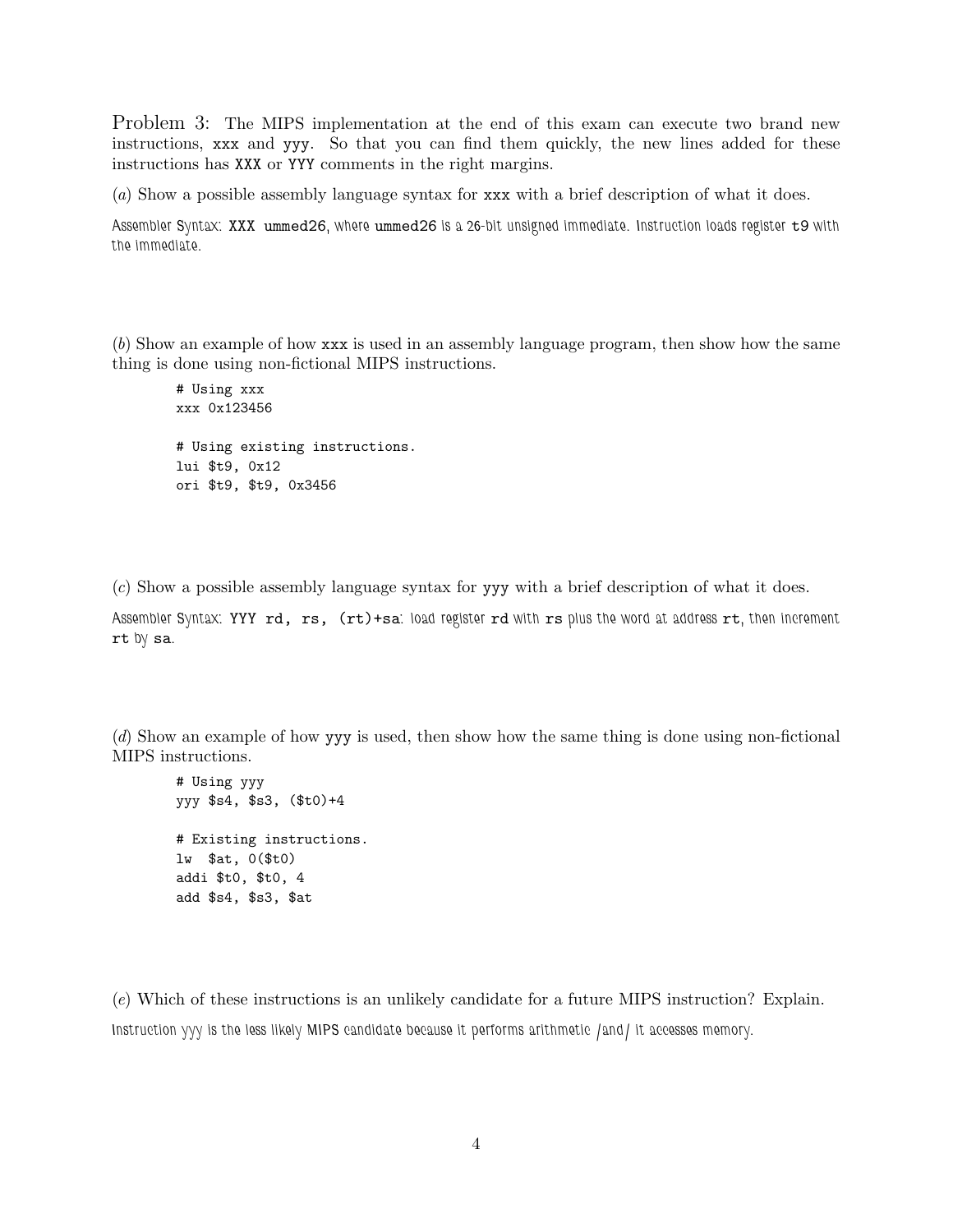Problem 3: The MIPS implementation at the end of this exam can execute two brand new instructions, `xxx` and `yyy`. So that you can find them quickly, the new lines added for these instructions has `XXX` or `YYY` comments in the right margins.

(*a*) Show a possible assembly language syntax for `xxx` with a brief description of what it does.

Assembler Syntax: `XXX ummed26`, where `ummed26` is a 26-bit unsigned immediate. Instruction loads register `t9` with the immediate.

(*b*) Show an example of how `xxx` is used in an assembly language program, then show how the same thing is done using non-fictional MIPS instructions.

```
# Using xxx
xxx 0x123456

# Using existing instructions.
lui $t9, 0x12
ori $t9, $t9, 0x3456
```

(*c*) Show a possible assembly language syntax for `yyy` with a brief description of what it does.

Assembler Syntax: `YYY rd, rs, (rt)+sa`: load register `rd` with `rs` plus the word at address `rt`, then increment `rt` by `sa`.

(*d*) Show an example of how `yyy` is used, then show how the same thing is done using non-fictional MIPS instructions.

```
# Using yyy
yyy $s4, $s3, ($t0)+4

# Existing instructions.
lw  $at, 0($t0)
addi $t0, $t0, 4
add $s4, $s3, $at
```

(*e*) Which of these instructions is an unlikely candidate for a future MIPS instruction? Explain.

Instruction yyy is the less likely MIPS candidate because it performs arithmetic /and/ it accesses memory.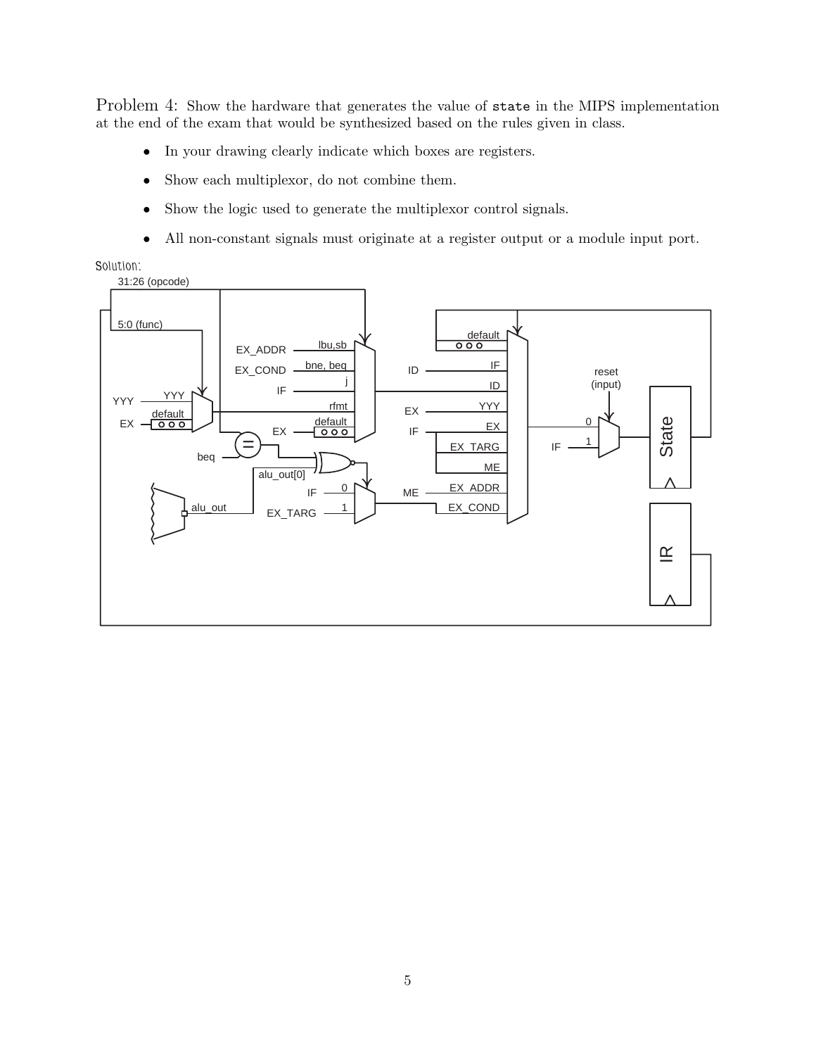Problem 4: Show the hardware that generates the value of `state` in the MIPS implementation at the end of the exam that would be synthesized based on the rules given in class.

- In your drawing clearly indicate which boxes are registers.
- Show each multiplexor, do not combine them.
- Show the logic used to generate the multiplexor control signals.
- All non-constant signals must originate at a register output or a module input port.

Solution:

31:26 (opcode)

5:0 (func)

EX_ADDR lbu,sb

EX_COND bne, beq

IF j

ID IF

ID

reset (input)

YYY YYY

default rfmt

EX YYY

EX default EX

EX

IF EX_TARG

0

1

IF

ME

State

beq

alu_out[0]

IF 0

EX_ADDR

ME

alu_out

EX_TARG 1

EX_COND

IR

default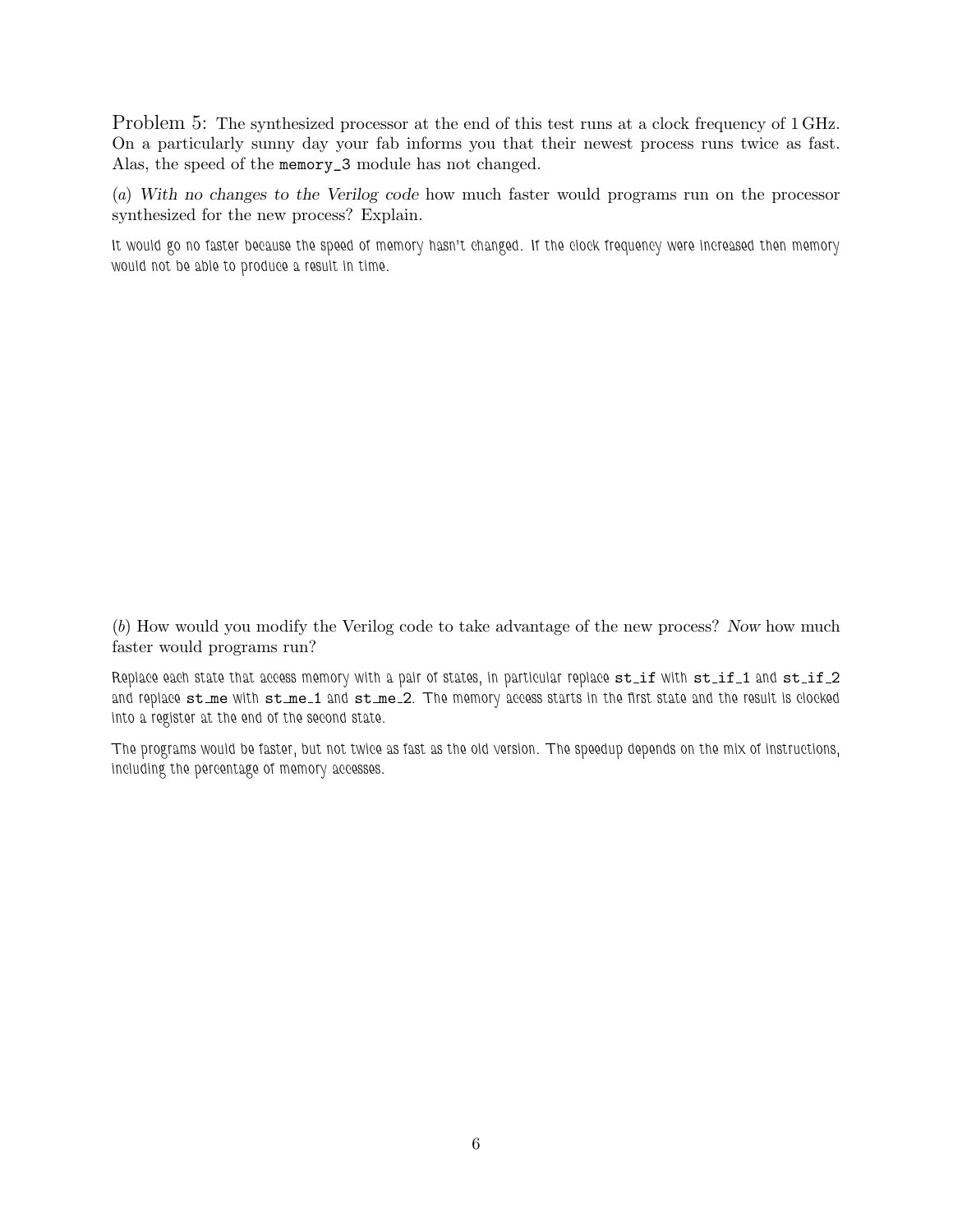Problem 5: The synthesized processor at the end of this test runs at a clock frequency of 1 GHz. On a particularly sunny day your fab informs you that their newest process runs twice as fast. Alas, the speed of the `memory_3` module has not changed.

(*a*) *With no changes to the Verilog code* how much faster would programs run on the processor synthesized for the new process? Explain.

It would go no faster because the speed of memory hasn't changed. If the clock frequency were increased then memory would not be able to produce a result in time.

(*b*) How would you modify the Verilog code to take advantage of the new process? *Now* how much faster would programs run?

Replace each state that access memory with a pair of states, in particular replace `st_if` with `st_if_1` and `st_if_2` and replace `st_me` with `st_me_1` and `st_me_2`. The memory access starts in the first state and the result is clocked into a register at the end of the second state.

The programs would be faster, but not twice as fast as the old version. The speedup depends on the mix of instructions, including the percentage of memory accesses.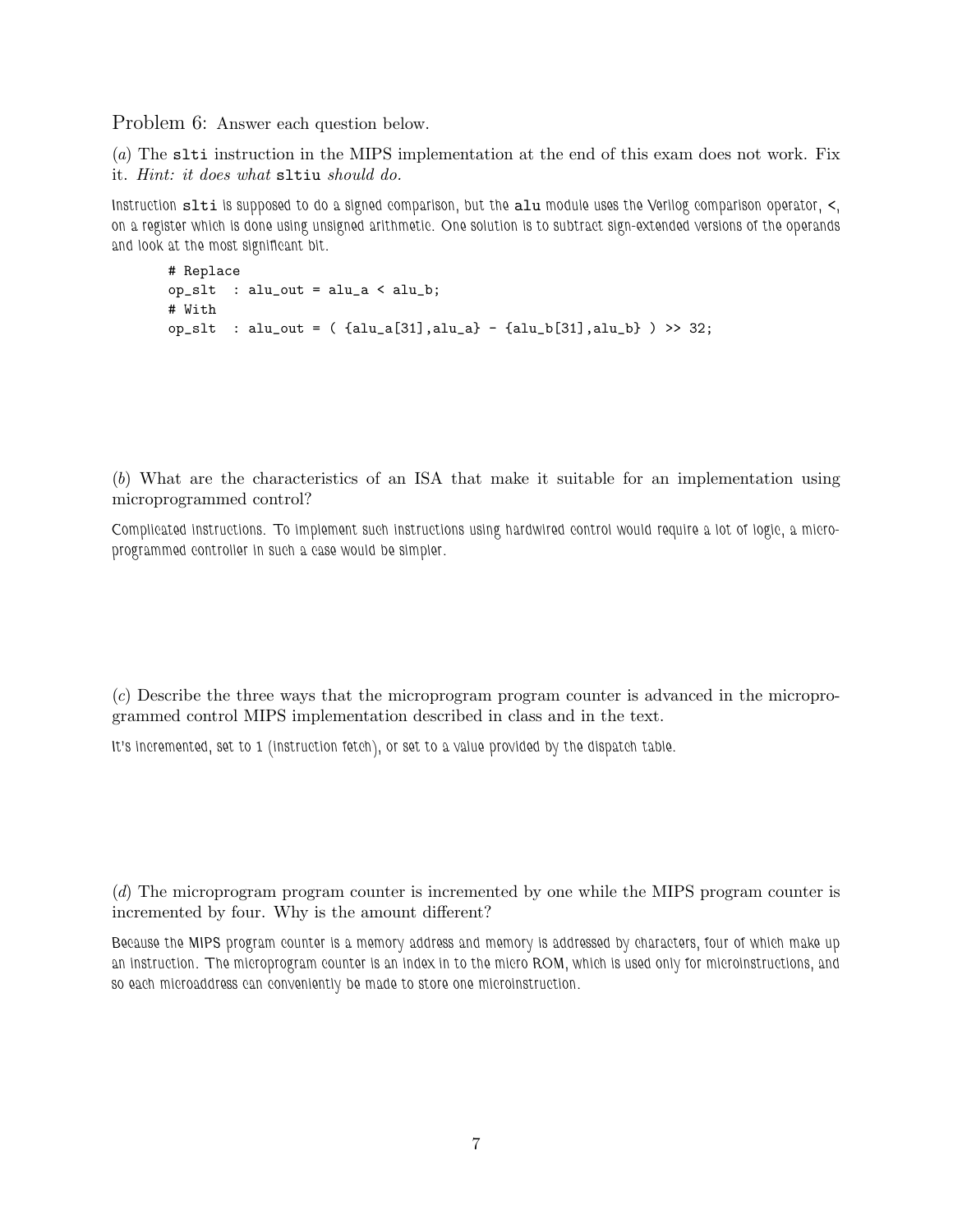Problem 6: Answer each question below.

(*a*) The `slti` instruction in the MIPS implementation at the end of this exam does not work. Fix it. *Hint: it does what* `sltiu` *should do.*

Instruction `slti` is supposed to do a signed comparison, but the `alu` module uses the Verilog comparison operator, `<`, on a register which is done using unsigned arithmetic. One solution is to subtract sign-extended versions of the operands and look at the most significant bit.

```
# Replace
op_slt  : alu_out = alu_a < alu_b;
# With
op_slt  : alu_out = ( {alu_a[31],alu_a} - {alu_b[31],alu_b} ) >> 32;
```

(*b*) What are the characteristics of an ISA that make it suitable for an implementation using microprogrammed control?

Complicated instructions. To implement such instructions using hardwired control would require a lot of logic, a micro-programmed controller in such a case would be simpler.

(*c*) Describe the three ways that the microprogram program counter is advanced in the microprogrammed control MIPS implementation described in class and in the text.

It's incremented, set to 1 (instruction fetch), or set to a value provided by the dispatch table.

(*d*) The microprogram program counter is incremented by one while the MIPS program counter is incremented by four. Why is the amount different?

Because the MIPS program counter is a memory address and memory is addressed by characters, four of which make up an instruction. The microprogram counter is an index in to the micro ROM, which is used only for microinstructions, and so each microaddress can conveniently be made to store one microinstruction.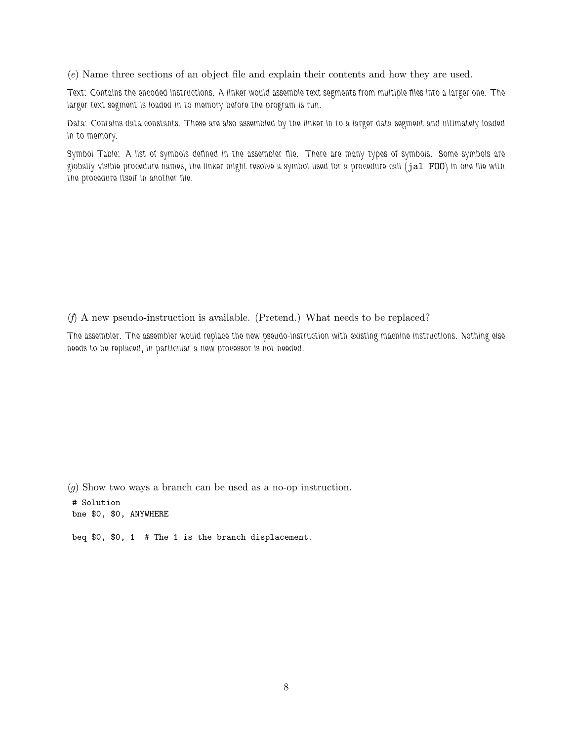(*e*) Name three sections of an object file and explain their contents and how they are used.

Text: Contains the encoded instructions. A linker would assemble text segments from multiple files into a larger one. The larger text segment is loaded in to memory before the program is run.

Data: Contains data constants. These are also assembled by the linker in to a larger data segment and ultimately loaded in to memory.

Symbol Table: A list of symbols defined in the assembler file. There are many types of symbols. Some symbols are globally visible procedure names, the linker might resolve a symbol used for a procedure call (`jal FOO`) in one file with the procedure itself in another file.

(*f*) A new pseudo-instruction is available. (Pretend.) What needs to be replaced?

The assembler. The assembler would replace the new pseudo-instruction with existing machine instructions. Nothing else needs to be replaced, in particular a new processor is not needed.

(*g*) Show two ways a branch can be used as a no-op instruction.

```
# Solution
bne $0, $0, ANYWHERE

beq $0, $0, 1  # The 1 is the branch displacement.
```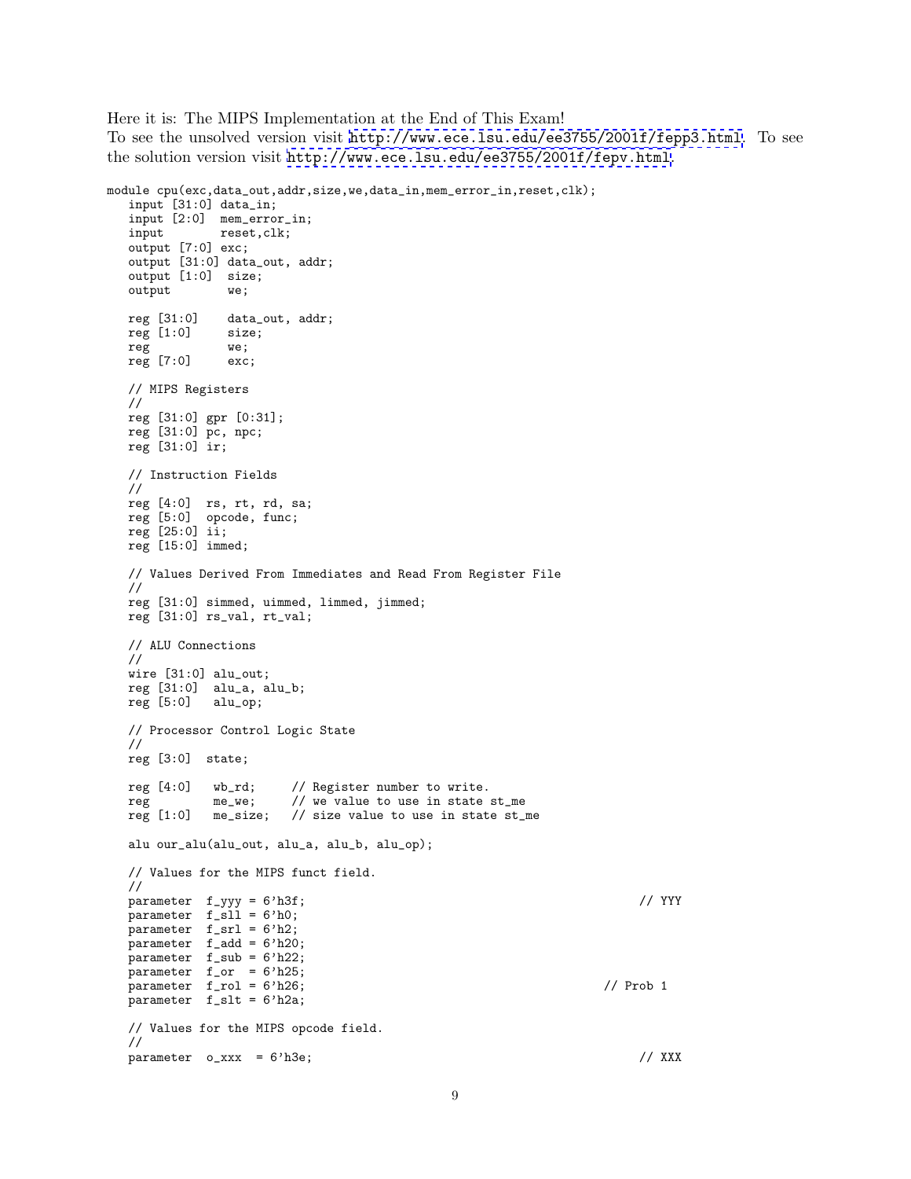Here it is: The MIPS Implementation at the End of This Exam!
To see the unsolved version visit http://www.ece.lsu.edu/ee3755/2001f/fepp3.html. To see the solution version visit http://www.ece.lsu.edu/ee3755/2001f/fepv.html.

```
module cpu(exc,data_out,addr,size,we,data_in,mem_error_in,reset,clk);
   input [31:0] data_in;
   input [2:0]  mem_error_in;
   input        reset,clk;
   output [7:0] exc;
   output [31:0] data_out, addr;
   output [1:0]  size;
   output        we;

   reg [31:0]    data_out, addr;
   reg [1:0]     size;
   reg           we;
   reg [7:0]     exc;

   // MIPS Registers
   //
   reg [31:0] gpr [0:31];
   reg [31:0] pc, npc;
   reg [31:0] ir;

   // Instruction Fields
   //
   reg [4:0]  rs, rt, rd, sa;
   reg [5:0]  opcode, func;
   reg [25:0] ii;
   reg [15:0] immed;

   // Values Derived From Immediates and Read From Register File
   //
   reg [31:0] simmed, uimmed, limmed, jimmed;
   reg [31:0] rs_val, rt_val;

   // ALU Connections
   //
   wire [31:0] alu_out;
   reg [31:0]  alu_a, alu_b;
   reg [5:0]   alu_op;

   // Processor Control Logic State
   //
   reg [3:0]  state;

   reg [4:0]   wb_rd;     // Register number to write.
   reg         me_we;     // we value to use in state st_me
   reg [1:0]   me_size;   // size value to use in state st_me

   alu our_alu(alu_out, alu_a, alu_b, alu_op);

   // Values for the MIPS funct field.
   //
   parameter  f_yyy = 6'h3f;                                          // YYY
   parameter  f_sll = 6'h0;
   parameter  f_srl = 6'h2;
   parameter  f_add = 6'h20;
   parameter  f_sub = 6'h22;
   parameter  f_or  = 6'h25;
   parameter  f_rol = 6'h26;                                        // Prob 1
   parameter  f_slt = 6'h2a;

   // Values for the MIPS opcode field.
   //
   parameter  o_xxx  = 6'h3e;                                         // XXX
```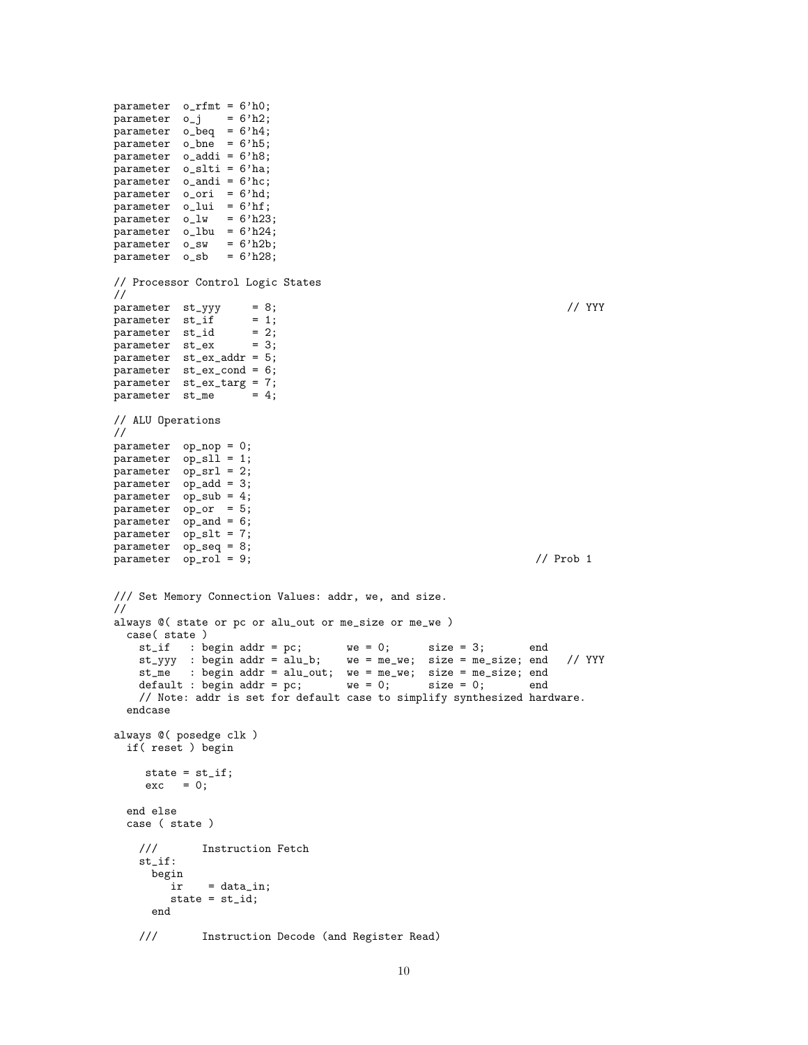```
parameter  o_rfmt = 6'h0;
parameter  o_j    = 6'h2;
parameter  o_beq  = 6'h4;
parameter  o_bne  = 6'h5;
parameter  o_addi = 6'h8;
parameter  o_slti = 6'ha;
parameter  o_andi = 6'hc;
parameter  o_ori  = 6'hd;
parameter  o_lui  = 6'hf;
parameter  o_lw   = 6'h23;
parameter  o_lbu  = 6'h24;
parameter  o_sw   = 6'h2b;
parameter  o_sb   = 6'h28;

// Processor Control Logic States
//
parameter  st_yyy     = 8;                                          // YYY
parameter  st_if      = 1;
parameter  st_id      = 2;
parameter  st_ex      = 3;
parameter  st_ex_addr = 5;
parameter  st_ex_cond = 6;
parameter  st_ex_targ = 7;
parameter  st_me      = 4;

// ALU Operations
//
parameter  op_nop = 0;
parameter  op_sll = 1;
parameter  op_srl = 2;
parameter  op_add = 3;
parameter  op_sub = 4;
parameter  op_or  = 5;
parameter  op_and = 6;
parameter  op_slt = 7;
parameter  op_seq = 8;
parameter  op_rol = 9;                                            // Prob 1


/// Set Memory Connection Values: addr, we, and size.
//
always @( state or pc or alu_out or me_size or me_we )
  case( state )
    st_if   : begin addr = pc;       we = 0;      size = 3;       end
    st_yyy  : begin addr = alu_b;    we = me_we;  size = me_size; end   // YYY
    st_me   : begin addr = alu_out;  we = me_we;  size = me_size; end
    default : begin addr = pc;       we = 0;      size = 0;       end
    // Note: addr is set for default case to simplify synthesized hardware.
  endcase

always @( posedge clk )
  if( reset ) begin

     state = st_if;
     exc   = 0;

  end else
  case ( state )

    ///       Instruction Fetch
    st_if:
      begin
         ir    = data_in;
         state = st_id;
      end

    ///       Instruction Decode (and Register Read)
```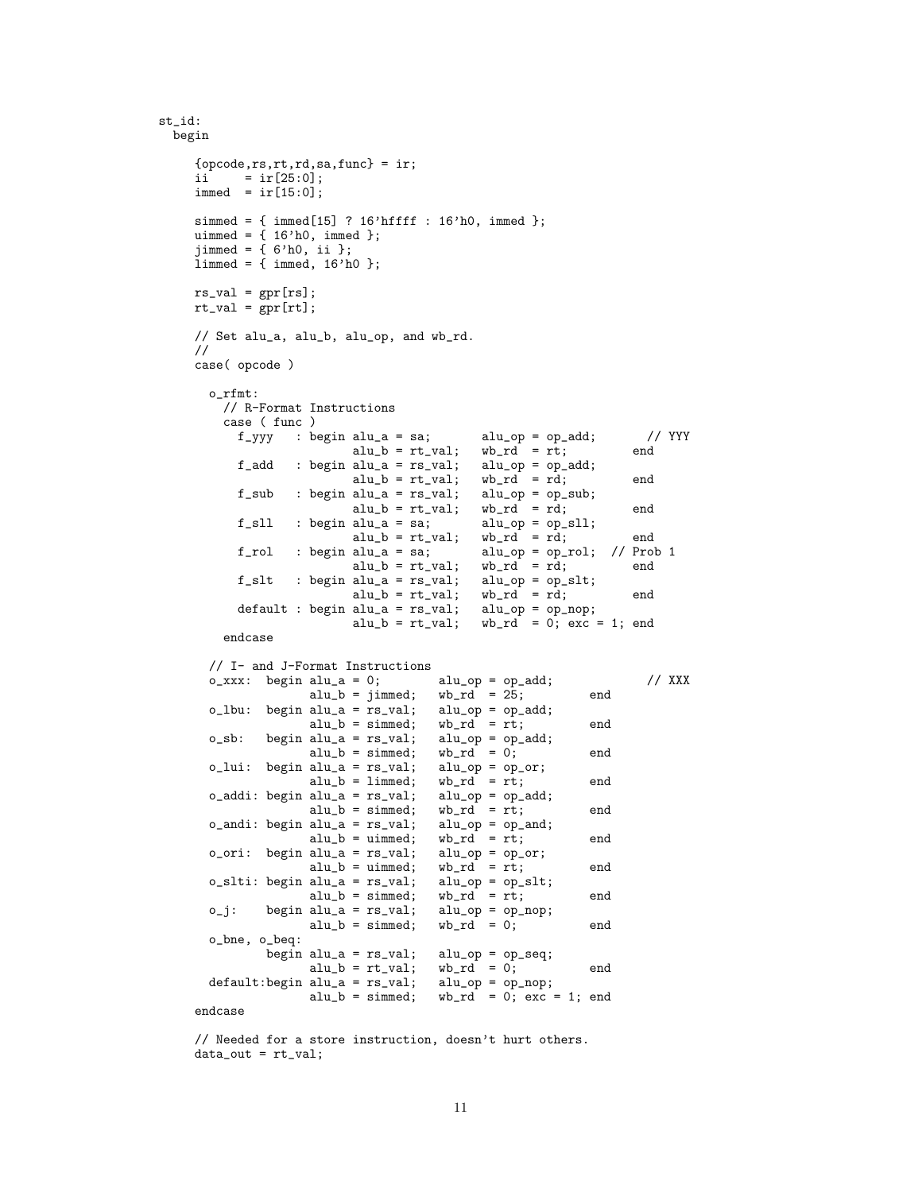```
st_id:
  begin

     {opcode,rs,rt,rd,sa,func} = ir;
     ii     = ir[25:0];
     immed  = ir[15:0];

     simmed = { immed[15] ? 16'hffff : 16'h0, immed };
     uimmed = { 16'h0, immed };
     jimmed = { 6'h0, ii };
     limmed = { immed, 16'h0 };

     rs_val = gpr[rs];
     rt_val = gpr[rt];

     // Set alu_a, alu_b, alu_op, and wb_rd.
     //
     case( opcode )

       o_rfmt:
         // R-Format Instructions
         case ( func )
           f_yyy   : begin alu_a = sa;       alu_op = op_add;       // YYY
                           alu_b = rt_val;   wb_rd  = rt;         end
           f_add   : begin alu_a = rs_val;   alu_op = op_add;
                           alu_b = rt_val;   wb_rd  = rd;         end
           f_sub   : begin alu_a = rs_val;   alu_op = op_sub;
                           alu_b = rt_val;   wb_rd  = rd;         end
           f_sll   : begin alu_a = sa;       alu_op = op_sll;
                           alu_b = rt_val;   wb_rd  = rd;         end
           f_rol   : begin alu_a = sa;       alu_op = op_rol;  // Prob 1
                           alu_b = rt_val;   wb_rd  = rd;         end
           f_slt   : begin alu_a = rs_val;   alu_op = op_slt;
                           alu_b = rt_val;   wb_rd  = rd;         end
           default : begin alu_a = rs_val;   alu_op = op_nop;
                           alu_b = rt_val;   wb_rd  = 0; exc = 1; end
         endcase

       // I- and J-Format Instructions
       o_xxx:  begin alu_a = 0;        alu_op = op_add;             // XXX
                     alu_b = jimmed;   wb_rd  = 25;         end
       o_lbu:  begin alu_a = rs_val;   alu_op = op_add;
                     alu_b = simmed;   wb_rd  = rt;         end
       o_sb:   begin alu_a = rs_val;   alu_op = op_add;
                     alu_b = simmed;   wb_rd  = 0;          end
       o_lui:  begin alu_a = rs_val;   alu_op = op_or;
                     alu_b = limmed;   wb_rd  = rt;         end
       o_addi: begin alu_a = rs_val;   alu_op = op_add;
                     alu_b = simmed;   wb_rd  = rt;         end
       o_andi: begin alu_a = rs_val;   alu_op = op_and;
                     alu_b = uimmed;   wb_rd  = rt;         end
       o_ori:  begin alu_a = rs_val;   alu_op = op_or;
                     alu_b = uimmed;   wb_rd  = rt;         end
       o_slti: begin alu_a = rs_val;   alu_op = op_slt;
                     alu_b = simmed;   wb_rd  = rt;         end
       o_j:    begin alu_a = rs_val;   alu_op = op_nop;
                     alu_b = simmed;   wb_rd  = 0;          end
       o_bne, o_beq:
               begin alu_a = rs_val;   alu_op = op_seq;
                     alu_b = rt_val;   wb_rd  = 0;          end
       default:begin alu_a = rs_val;   alu_op = op_nop;
                     alu_b = simmed;   wb_rd  = 0; exc = 1; end
     endcase

     // Needed for a store instruction, doesn't hurt others.
     data_out = rt_val;
```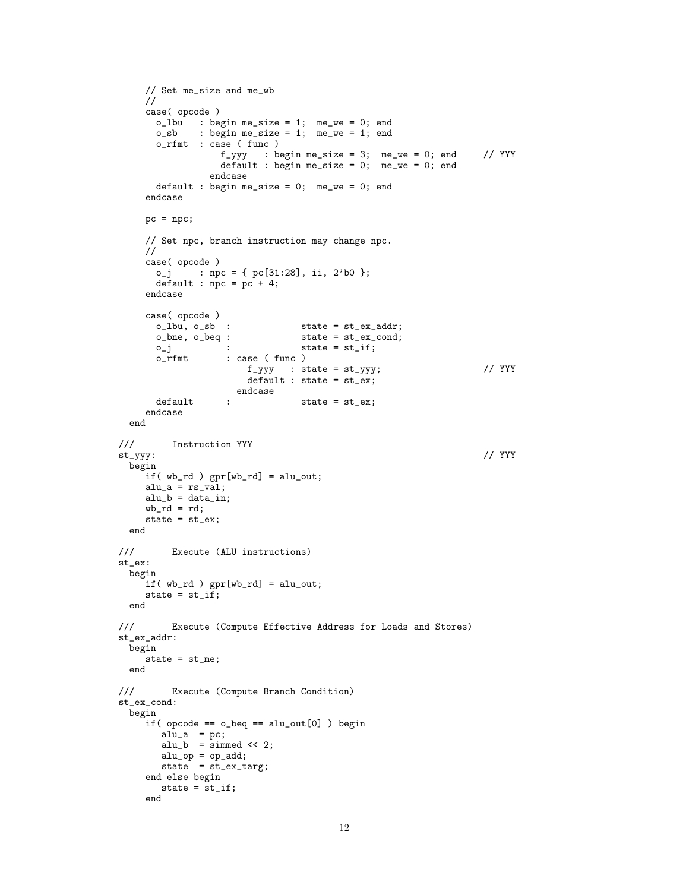```
      // Set me_size and me_wb
      //
      case( opcode )
        o_lbu   : begin me_size = 1;  me_we = 0; end
        o_sb    : begin me_size = 1;  me_we = 1; end
        o_rfmt  : case ( func )
                    f_yyy   : begin me_size = 3;  me_we = 0; end     // YYY
                    default : begin me_size = 0;  me_we = 0; end
                  endcase
        default : begin me_size = 0;  me_we = 0; end
      endcase

      pc = npc;

      // Set npc, branch instruction may change npc.
      //
      case( opcode )
        o_j     : npc = { pc[31:28], ii, 2'b0 };
        default : npc = pc + 4;
      endcase

      case( opcode )
        o_lbu, o_sb  :            state = st_ex_addr;
        o_bne, o_beq :            state = st_ex_cond;
        o_j          :            state = st_if;
        o_rfmt       : case ( func )
                         f_yyy   : state = st_yyy;                   // YYY
                         default : state = st_ex;
                       endcase
        default      :            state = st_ex;
      endcase
    end

///       Instruction YYY
st_yyy:                                                              // YYY
  begin
     if( wb_rd ) gpr[wb_rd] = alu_out;
     alu_a = rs_val;
     alu_b = data_in;
     wb_rd = rd;
     state = st_ex;
  end

///       Execute (ALU instructions)
st_ex:
  begin
     if( wb_rd ) gpr[wb_rd] = alu_out;
     state = st_if;
  end

///       Execute (Compute Effective Address for Loads and Stores)
st_ex_addr:
  begin
     state = st_me;
  end

///       Execute (Compute Branch Condition)
st_ex_cond:
  begin
     if( opcode == o_beq == alu_out[0] ) begin
        alu_a  = pc;
        alu_b  = simmed << 2;
        alu_op = op_add;
        state  = st_ex_targ;
     end else begin
        state = st_if;
     end
```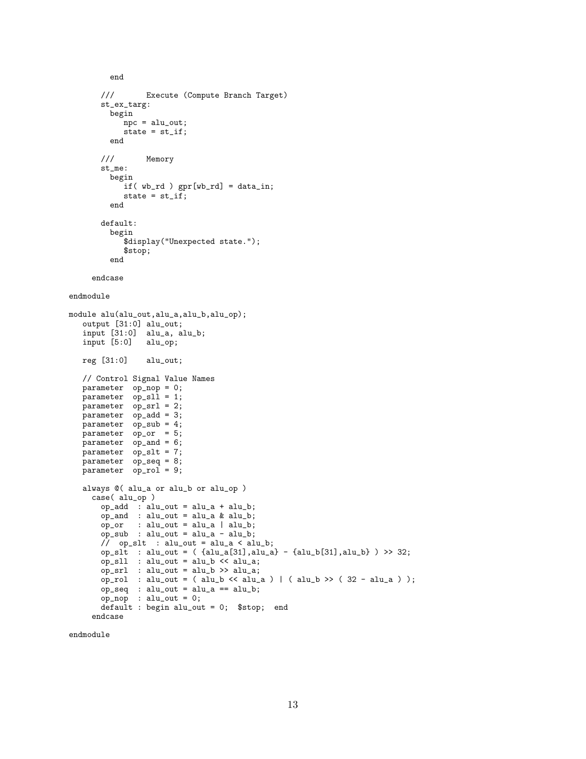```
        end

      ///       Execute (Compute Branch Target)
      st_ex_targ:
        begin
           npc = alu_out;
           state = st_if;
        end

      ///       Memory
      st_me:
        begin
           if( wb_rd ) gpr[wb_rd] = data_in;
           state = st_if;
        end

      default:
        begin
           $display("Unexpected state.");
           $stop;
        end

    endcase

endmodule

module alu(alu_out,alu_a,alu_b,alu_op);
   output [31:0] alu_out;
   input [31:0]  alu_a, alu_b;
   input [5:0]   alu_op;

   reg [31:0]    alu_out;

   // Control Signal Value Names
   parameter  op_nop = 0;
   parameter  op_sll = 1;
   parameter  op_srl = 2;
   parameter  op_add = 3;
   parameter  op_sub = 4;
   parameter  op_or  = 5;
   parameter  op_and = 6;
   parameter  op_slt = 7;
   parameter  op_seq = 8;
   parameter  op_rol = 9;

   always @( alu_a or alu_b or alu_op )
     case( alu_op )
       op_add  : alu_out = alu_a + alu_b;
       op_and  : alu_out = alu_a & alu_b;
       op_or   : alu_out = alu_a | alu_b;
       op_sub  : alu_out = alu_a - alu_b;
       //  op_slt  : alu_out = alu_a < alu_b;
       op_slt  : alu_out = ( {alu_a[31],alu_a} - {alu_b[31],alu_b} ) >> 32;
       op_sll  : alu_out = alu_b << alu_a;
       op_srl  : alu_out = alu_b >> alu_a;
       op_rol  : alu_out = ( alu_b << alu_a ) | ( alu_b >> ( 32 - alu_a ) );
       op_seq  : alu_out = alu_a == alu_b;
       op_nop  : alu_out = 0;
       default : begin alu_out = 0;  $stop;  end
     endcase

endmodule
```